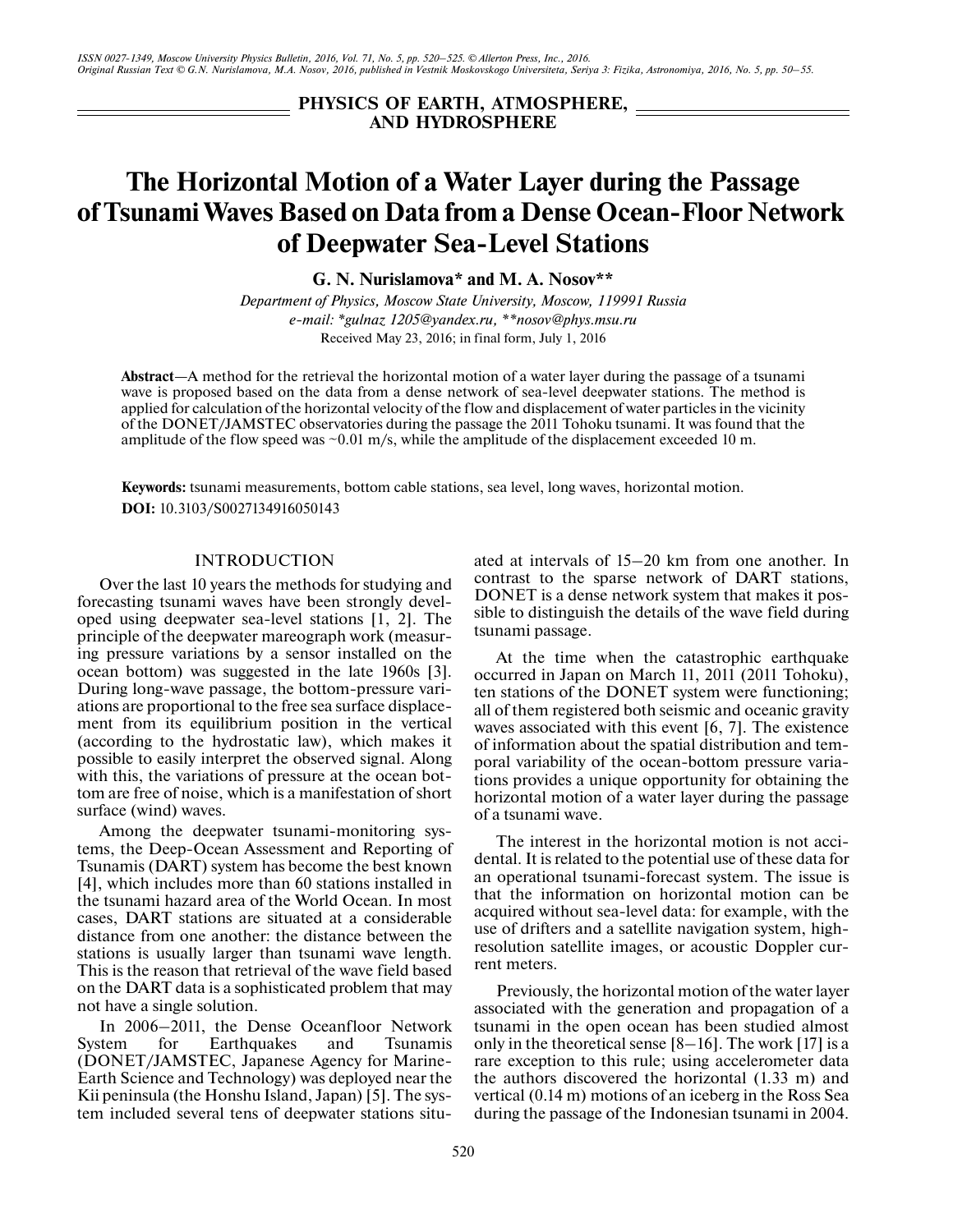## PHYSICS OF EARTH, ATMOSPHERE, AND HYDROSPHERE

# The Horizontal Motion of a Water Layer during the Passage of Tsunami Waves Based on Data from a Dense Ocean-Floor Network of Deepwater Sea-Level Stations

**G. N. Nurislamova* and M. A. Nosov****

*Department of Physics, Moscow State University, Moscow, 119991 Russia*
*e-mail: *gulnaz 1205@yandex.ru, **nosov@phys.msu.ru*

Received May 23, 2016; in final form, July 1, 2016

**Abstract**—A method for the retrieval the horizontal motion of a water layer during the passage of a tsunami wave is proposed based on the data from a dense network of sea-level deepwater stations. The method is applied for calculation of the horizontal velocity of the flow and displacement of water particles in the vicinity of the DONET/JAMSTEC observatories during the passage the 2011 Tohoku tsunami. It was found that the amplitude of the flow speed was ~0.01 m/s, while the amplitude of the displacement exceeded 10 m.

**Keywords:** tsunami measurements, bottom cable stations, sea level, long waves, horizontal motion.

**DOI:** 10.3103/S0027134916050143

## INTRODUCTION

Over the last 10 years the methods for studying and forecasting tsunami waves have been strongly developed using deepwater sea-level stations [1, 2]. The principle of the deepwater mareograph work (measuring pressure variations by a sensor installed on the ocean bottom) was suggested in the late 1960s [3]. During long-wave passage, the bottom-pressure variations are proportional to the free sea surface displacement from its equilibrium position in the vertical (according to the hydrostatic law), which makes it possible to easily interpret the observed signal. Along with this, the variations of pressure at the ocean bottom are free of noise, which is a manifestation of short surface (wind) waves.

Among the deepwater tsunami-monitoring systems, the Deep-Ocean Assessment and Reporting of Tsunamis (DART) system has become the best known [4], which includes more than 60 stations installed in the tsunami hazard area of the World Ocean. In most cases, DART stations are situated at a considerable distance from one another: the distance between the stations is usually larger than tsunami wave length. This is the reason that retrieval of the wave field based on the DART data is a sophisticated problem that may not have a single solution.

In 2006–2011, the Dense Oceanfloor Network System for Earthquakes and Tsunamis (DONET/JAMSTEC, Japanese Agency for Marine-Earth Science and Technology) was deployed near the Kii peninsula (the Honshu Island, Japan) [5]. The system included several tens of deepwater stations situated at intervals of 15–20 km from one another. In contrast to the sparse network of DART stations, DONET is a dense network system that makes it possible to distinguish the details of the wave field during tsunami passage.

At the time when the catastrophic earthquake occurred in Japan on March 11, 2011 (2011 Tohoku), ten stations of the DONET system were functioning; all of them registered both seismic and oceanic gravity waves associated with this event [6, 7]. The existence of information about the spatial distribution and temporal variability of the ocean-bottom pressure variations provides a unique opportunity for obtaining the horizontal motion of a water layer during the passage of a tsunami wave.

The interest in the horizontal motion is not accidental. It is related to the potential use of these data for an operational tsunami-forecast system. The issue is that the information on horizontal motion can be acquired without sea-level data: for example, with the use of drifters and a satellite navigation system, high-resolution satellite images, or acoustic Doppler current meters.

Previously, the horizontal motion of the water layer associated with the generation and propagation of a tsunami in the open ocean has been studied almost only in the theoretical sense [8–16]. The work [17] is a rare exception to this rule; using accelerometer data the authors discovered the horizontal (1.33 m) and vertical (0.14 m) motions of an iceberg in the Ross Sea during the passage of the Indonesian tsunami in 2004.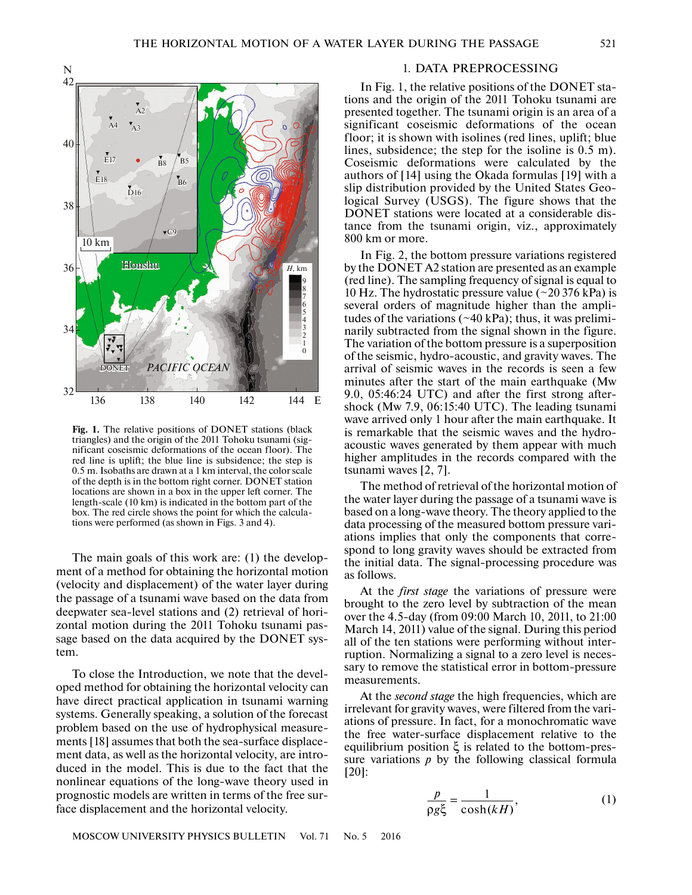Fig. 1. The relative positions of DONET stations (black triangles) and the origin of the 2011 Tohoku tsunami (significant coseismic deformations of the ocean floor). The red line is uplift; the blue line is subsidence; the step is 0.5 m. Isobaths are drawn at a 1 km interval, the color scale of the depth is in the bottom right corner. DONET station locations are shown in a box in the upper left corner. The length-scale (10 km) is indicated in the bottom part of the box. The red circle shows the point for which the calculations were performed (as shown in Figs. 3 and 4).

The main goals of this work are: (1) the development of a method for obtaining the horizontal motion (velocity and displacement) of the water layer during the passage of a tsunami wave based on the data from deepwater sea-level stations and (2) retrieval of horizontal motion during the 2011 Tohoku tsunami passage based on the data acquired by the DONET system.

To close the Introduction, we note that the developed method for obtaining the horizontal velocity can have direct practical application in tsunami warning systems. Generally speaking, a solution of the forecast problem based on the use of hydrophysical measurements [18] assumes that both the sea-surface displacement data, as well as the horizontal velocity, are introduced in the model. This is due to the fact that the nonlinear equations of the long-wave theory used in prognostic models are written in terms of the free surface displacement and the horizontal velocity.

## 1. DATA PREPROCESSING

In Fig. 1, the relative positions of the DONET stations and the origin of the 2011 Tohoku tsunami are presented together. The tsunami origin is an area of a significant coseismic deformations of the ocean floor; it is shown with isolines (red lines, uplift; blue lines, subsidence; the step for the isoline is 0.5 m). Coseismic deformations were calculated by the authors of [14] using the Okada formulas [19] with a slip distribution provided by the United States Geological Survey (USGS). The figure shows that the DONET stations were located at a considerable distance from the tsunami origin, viz., approximately 800 km or more.

In Fig. 2, the bottom pressure variations registered by the DONET A2 station are presented as an example (red line). The sampling frequency of signal is equal to 10 Hz. The hydrostatic pressure value (~20 376 kPa) is several orders of magnitude higher than the amplitudes of the variations (~40 kPa); thus, it was preliminarily subtracted from the signal shown in the figure. The variation of the bottom pressure is a superposition of the seismic, hydro-acoustic, and gravity waves. The arrival of seismic waves in the records is seen a few minutes after the start of the main earthquake (Mw 9.0, 05:46:24 UTC) and after the first strong aftershock (Mw 7.9, 06:15:40 UTC). The leading tsunami wave arrived only 1 hour after the main earthquake. It is remarkable that the seismic waves and the hydroacoustic waves generated by them appear with much higher amplitudes in the records compared with the tsunami waves [2, 7].

The method of retrieval of the horizontal motion of the water layer during the passage of a tsunami wave is based on a long-wave theory. The theory applied to the data processing of the measured bottom pressure variations implies that only the components that correspond to long gravity waves should be extracted from the initial data. The signal-processing procedure was as follows.

At the *first stage* the variations of pressure were brought to the zero level by subtraction of the mean over the 4.5-day (from 09:00 March 10, 2011, to 21:00 March 14, 2011) value of the signal. During this period all of the ten stations were performing without interruption. Normalizing a signal to a zero level is necessary to remove the statistical error in bottom-pressure measurements.

At the *second stage* the high frequencies, which are irrelevant for gravity waves, were filtered from the variations of pressure. In fact, for a monochromatic wave the free water-surface displacement relative to the equilibrium position $\xi$ is related to the bottom-pressure variations $p$ by the following classical formula [20]:

$$\frac{p}{\rho g \xi} = \frac{1}{\cosh(kH)}, \tag{1}$$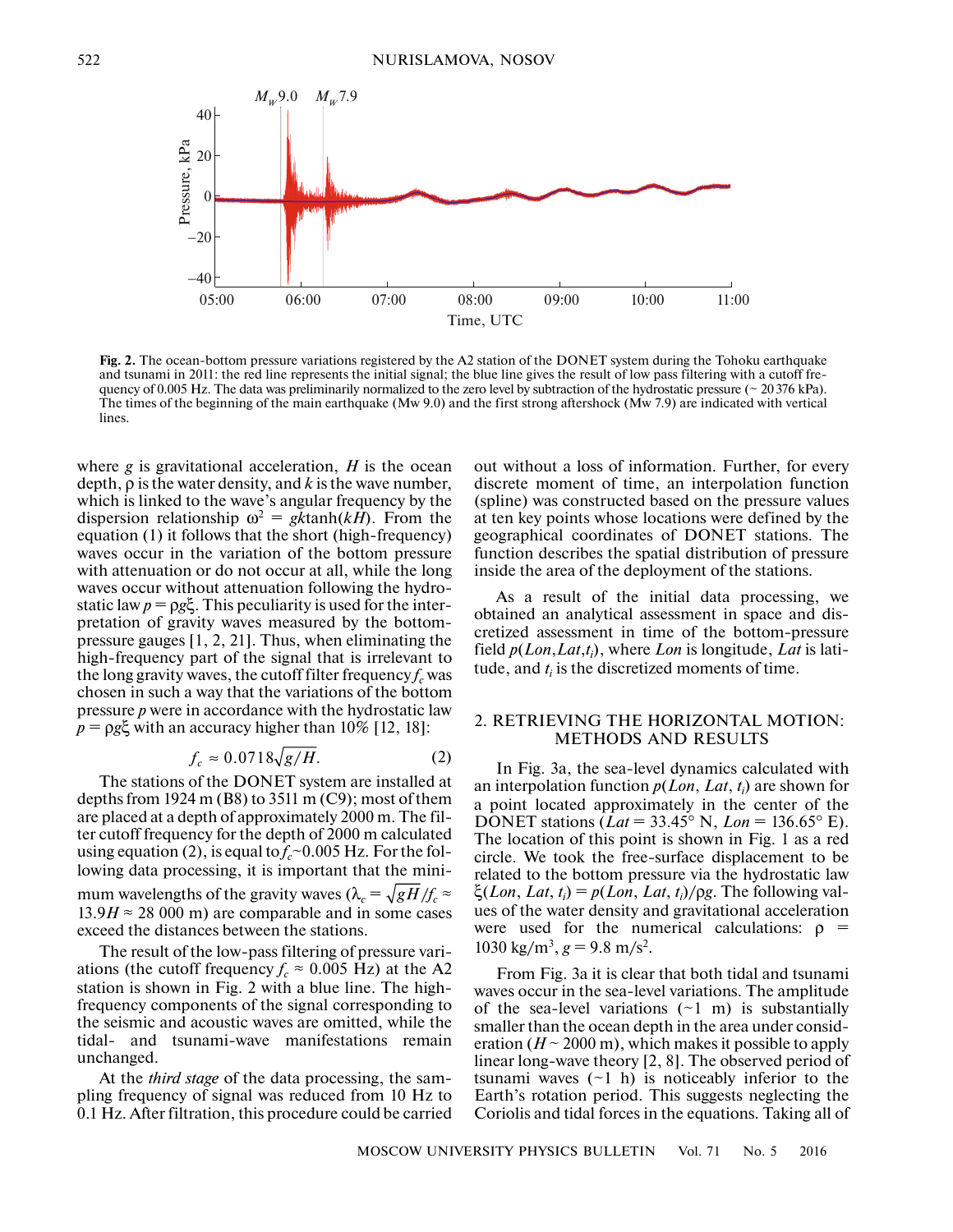**Fig. 2.** The ocean-bottom pressure variations registered by the A2 station of the DONET system during the Tohoku earthquake and tsunami in 2011: the red line represents the initial signal; the blue line gives the result of low pass filtering with a cutoff frequency of 0.005 Hz. The data was preliminarily normalized to the zero level by subtraction of the hydrostatic pressure (~ 20 376 kPa). The times of the beginning of the main earthquake (Mw 9.0) and the first strong aftershock (Mw 7.9) are indicated with vertical lines.

where $g$ is gravitational acceleration, $H$ is the ocean depth, $\rho$ is the water density, and $k$ is the wave number, which is linked to the wave's angular frequency by the dispersion relationship $\omega^2 = gk\tanh(kH)$. From the equation (1) it follows that the short (high-frequency) waves occur in the variation of the bottom pressure with attenuation or do not occur at all, while the long waves occur without attenuation following the hydrostatic law $p = \rho g\xi$. This peculiarity is used for the interpretation of gravity waves measured by the bottom-pressure gauges [1, 2, 21]. Thus, when eliminating the high-frequency part of the signal that is irrelevant to the long gravity waves, the cutoff filter frequency $f_c$ was chosen in such a way that the variations of the bottom pressure $p$ were in accordance with the hydrostatic law $p = \rho g\xi$ with an accuracy higher than 10% [12, 18]:

$$f_c \approx 0.0718\sqrt{g/H}. \tag{2}$$

The stations of the DONET system are installed at depths from 1924 m (B8) to 3511 m (C9); most of them are placed at a depth of approximately 2000 m. The filter cutoff frequency for the depth of 2000 m calculated using equation (2), is equal to $f_c$~0.005 Hz. For the following data processing, it is important that the minimum wavelengths of the gravity waves ($\lambda_c = \sqrt{gH}/f_c \approx 13.9H \approx 28\,000$ m) are comparable and in some cases exceed the distances between the stations.

The result of the low-pass filtering of pressure variations (the cutoff frequency $f_c \approx 0.005$ Hz) at the A2 station is shown in Fig. 2 with a blue line. The high-frequency components of the signal corresponding to the seismic and acoustic waves are omitted, while the tidal- and tsunami-wave manifestations remain unchanged.

At the *third stage* of the data processing, the sampling frequency of signal was reduced from 10 Hz to 0.1 Hz. After filtration, this procedure could be carried out without a loss of information. Further, for every discrete moment of time, an interpolation function (spline) was constructed based on the pressure values at ten key points whose locations were defined by the geographical coordinates of DONET stations. The function describes the spatial distribution of pressure inside the area of the deployment of the stations.

As a result of the initial data processing, we obtained an analytical assessment in space and discretized assessment in time of the bottom-pressure field $p(Lon, Lat, t_i)$, where $Lon$ is longitude, $Lat$ is latitude, and $t_i$ is the discretized moments of time.

## 2. RETRIEVING THE HORIZONTAL MOTION: METHODS AND RESULTS

In Fig. 3a, the sea-level dynamics calculated with an interpolation function $p(Lon, Lat, t_i)$ are shown for a point located approximately in the center of the DONET stations ($Lat$ = 33.45° N, $Lon$ = 136.65° E). The location of this point is shown in Fig. 1 as a red circle. We took the free-surface displacement to be related to the bottom pressure via the hydrostatic law $\xi(Lon, Lat, t_i) = p(Lon, Lat, t_i)/\rho g$. The following values of the water density and gravitational acceleration were used for the numerical calculations: $\rho$ = 1030 kg/m$^3$, $g$ = 9.8 m/s$^2$.

From Fig. 3a it is clear that both tidal and tsunami waves occur in the sea-level variations. The amplitude of the sea-level variations (~1 m) is substantially smaller than the ocean depth in the area under consideration ($H$ ~ 2000 m), which makes it possible to apply linear long-wave theory [2, 8]. The observed period of tsunami waves (~1 h) is noticeably inferior to the Earth's rotation period. This suggests neglecting the Coriolis and tidal forces in the equations. Taking all of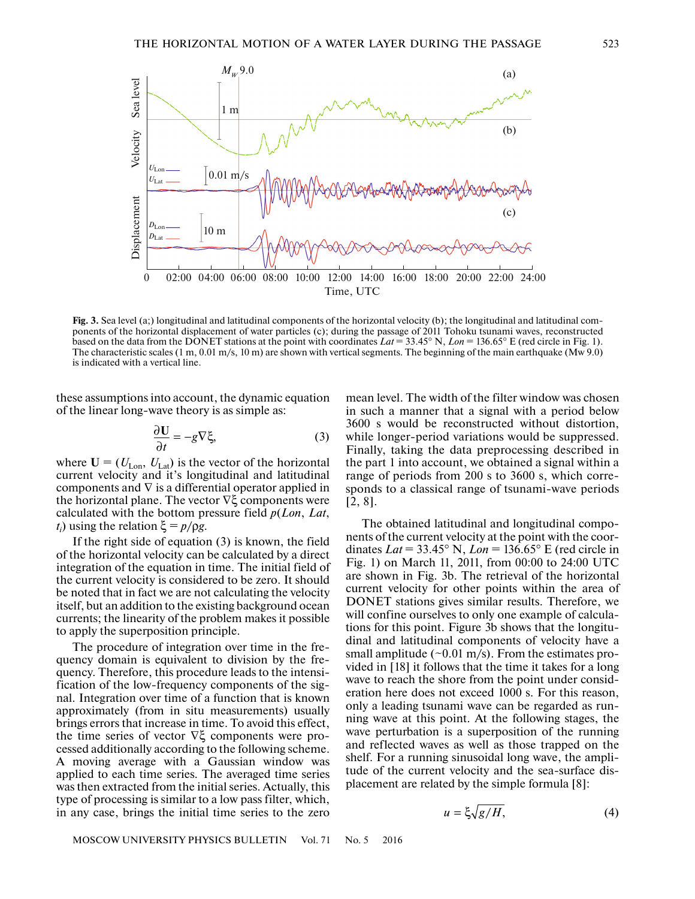**Fig. 3.** Sea level (a;) longitudinal and latitudinal components of the horizontal velocity (b); the longitudinal and latitudinal components of the horizontal displacement of water particles (c); during the passage of 2011 Tohoku tsunami waves, reconstructed based on the data from the DONET stations at the point with coordinates $Lat = 33.45°$ N, $Lon = 136.65°$ E (red circle in Fig. 1). The characteristic scales (1 m, 0.01 m/s, 10 m) are shown with vertical segments. The beginning of the main earthquake (Mw 9.0) is indicated with a vertical line.

these assumptions into account, the dynamic equation of the linear long-wave theory is as simple as:

$$\frac{\partial \mathbf{U}}{\partial t} = -g\nabla\xi, \tag{3}$$

where $\mathbf{U} = (U_{\text{Lon}}, U_{\text{Lat}})$ is the vector of the horizontal current velocity and it's longitudinal and latitudinal components and $\nabla$ is a differential operator applied in the horizontal plane. The vector $\nabla\xi$ components were calculated with the bottom pressure field $p(Lon, Lat, t_i)$ using the relation $\xi = p/\rho g$.

If the right side of equation (3) is known, the field of the horizontal velocity can be calculated by a direct integration of the equation in time. The initial field of the current velocity is considered to be zero. It should be noted that in fact we are not calculating the velocity itself, but an addition to the existing background ocean currents; the linearity of the problem makes it possible to apply the superposition principle.

The procedure of integration over time in the frequency domain is equivalent to division by the frequency. Therefore, this procedure leads to the intensification of the low-frequency components of the signal. Integration over time of a function that is known approximately (from in situ measurements) usually brings errors that increase in time. To avoid this effect, the time series of vector $\nabla\xi$ components were processed additionally according to the following scheme. A moving average with a Gaussian window was applied to each time series. The averaged time series was then extracted from the initial series. Actually, this type of processing is similar to a low pass filter, which, in any case, brings the initial time series to the zero mean level. The width of the filter window was chosen in such a manner that a signal with a period below 3600 s would be reconstructed without distortion, while longer-period variations would be suppressed. Finally, taking the data preprocessing described in the part 1 into account, we obtained a signal within a range of periods from 200 s to 3600 s, which corresponds to a classical range of tsunami-wave periods [2, 8].

The obtained latitudinal and longitudinal components of the current velocity at the point with the coordinates $Lat = 33.45°$ N, $Lon = 136.65°$ E (red circle in Fig. 1) on March 11, 2011, from 00:00 to 24:00 UTC are shown in Fig. 3b. The retrieval of the horizontal current velocity for other points within the area of DONET stations gives similar results. Therefore, we will confine ourselves to only one example of calculations for this point. Figure 3b shows that the longitudinal and latitudinal components of velocity have a small amplitude (~0.01 m/s). From the estimates provided in [18] it follows that the time it takes for a long wave to reach the shore from the point under consideration here does not exceed 1000 s. For this reason, only a leading tsunami wave can be regarded as running wave at this point. At the following stages, the wave perturbation is a superposition of the running and reflected waves as well as those trapped on the shelf. For a running sinusoidal long wave, the amplitude of the current velocity and the sea-surface displacement are related by the simple formula [8]:

$$u = \xi\sqrt{g/H}, \tag{4}$$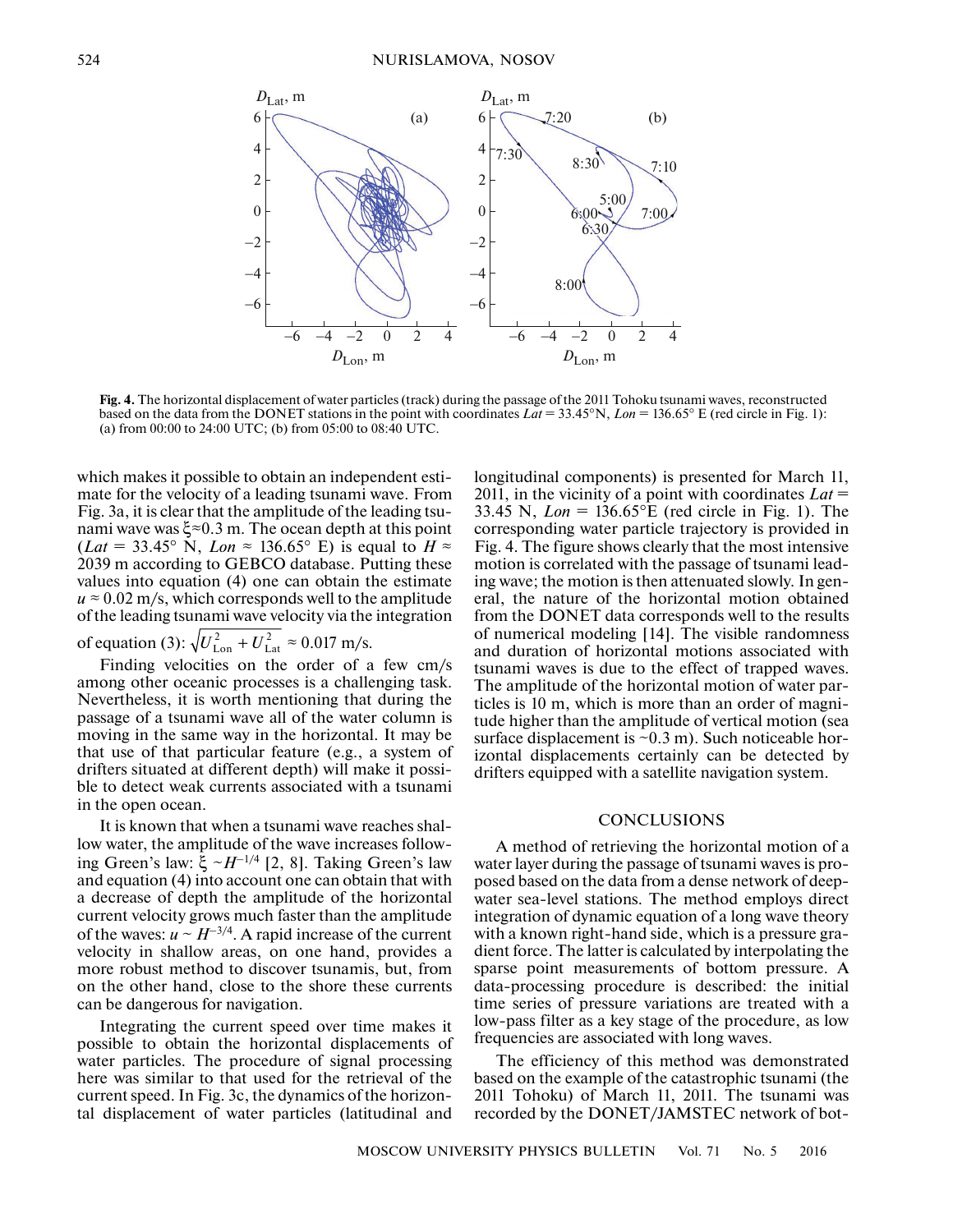**Fig. 4.** The horizontal displacement of water particles (track) during the passage of the 2011 Tohoku tsunami waves, reconstructed based on the data from the DONET stations in the point with coordinates $Lat$ = 33.45°N, $Lon$ = 136.65° E (red circle in Fig. 1): (a) from 00:00 to 24:00 UTC; (b) from 05:00 to 08:40 UTC.

which makes it possible to obtain an independent estimate for the velocity of a leading tsunami wave. From Fig. 3a, it is clear that the amplitude of the leading tsunami wave was $\xi \approx 0.3$ m. The ocean depth at this point ($Lat$ = 33.45° N, $Lon \approx$ 136.65° E) is equal to $H \approx$ 2039 m according to GEBCO database. Putting these values into equation (4) one can obtain the estimate $u \approx 0.02$ m/s, which corresponds well to the amplitude of the leading tsunami wave velocity via the integration of equation (3): $\sqrt{U_{\mathrm{Lon}}^2 + U_{\mathrm{Lat}}^2} \approx 0.017$ m/s.

Finding velocities on the order of a few cm/s among other oceanic processes is a challenging task. Nevertheless, it is worth mentioning that during the passage of a tsunami wave all of the water column is moving in the same way in the horizontal. It may be that use of that particular feature (e.g., a system of drifters situated at different depth) will make it possible to detect weak currents associated with a tsunami in the open ocean.

It is known that when a tsunami wave reaches shallow water, the amplitude of the wave increases following Green's law: $\xi \sim H^{-1/4}$ [2, 8]. Taking Green's law and equation (4) into account one can obtain that with a decrease of depth the amplitude of the horizontal current velocity grows much faster than the amplitude of the waves: $u \sim H^{-3/4}$. A rapid increase of the current velocity in shallow areas, on one hand, provides a more robust method to discover tsunamis, but, from on the other hand, close to the shore these currents can be dangerous for navigation.

Integrating the current speed over time makes it possible to obtain the horizontal displacements of water particles. The procedure of signal processing here was similar to that used for the retrieval of the current speed. In Fig. 3c, the dynamics of the horizontal displacement of water particles (latitudinal and longitudinal components) is presented for March 11, 2011, in the vicinity of a point with coordinates $Lat$ = 33.45 N, $Lon$ = 136.65°E (red circle in Fig. 1). The corresponding water particle trajectory is provided in Fig. 4. The figure shows clearly that the most intensive motion is correlated with the passage of tsunami leading wave; the motion is then attenuated slowly. In general, the nature of the horizontal motion obtained from the DONET data corresponds well to the results of numerical modeling [14]. The visible randomness and duration of horizontal motions associated with tsunami waves is due to the effect of trapped waves. The amplitude of the horizontal motion of water particles is 10 m, which is more than an order of magnitude higher than the amplitude of vertical motion (sea surface displacement is ~0.3 m). Such noticeable horizontal displacements certainly can be detected by drifters equipped with a satellite navigation system.

## CONCLUSIONS

A method of retrieving the horizontal motion of a water layer during the passage of tsunami waves is proposed based on the data from a dense network of deep-water sea-level stations. The method employs direct integration of dynamic equation of a long wave theory with a known right-hand side, which is a pressure gradient force. The latter is calculated by interpolating the sparse point measurements of bottom pressure. A data-processing procedure is described: the initial time series of pressure variations are treated with a low-pass filter as a key stage of the procedure, as low frequencies are associated with long waves.

The efficiency of this method was demonstrated based on the example of the catastrophic tsunami (the 2011 Tohoku) of March 11, 2011. The tsunami was recorded by the DONET/JAMSTEC network of bot-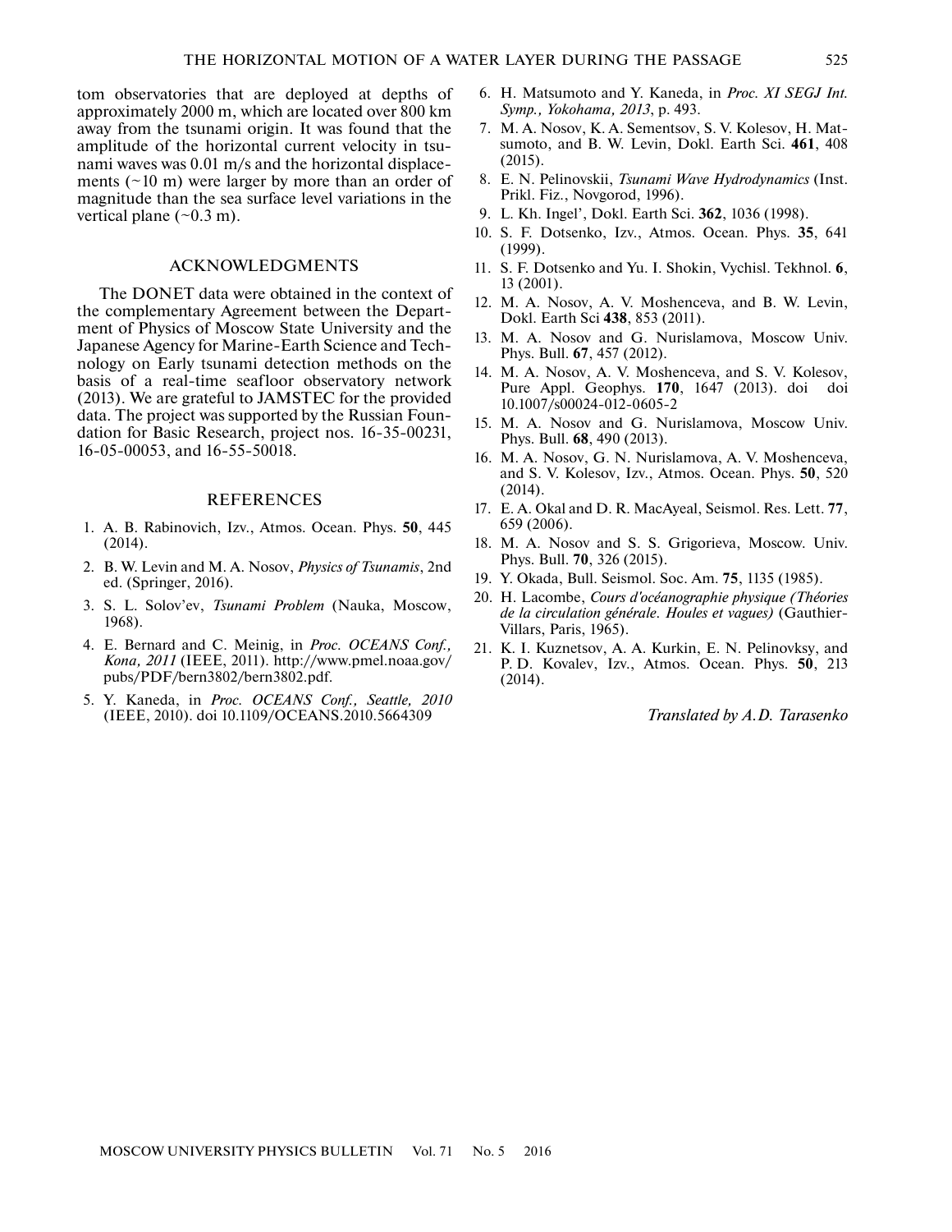tom observatories that are deployed at depths of approximately 2000 m, which are located over 800 km away from the tsunami origin. It was found that the amplitude of the horizontal current velocity in tsunami waves was 0.01 m/s and the horizontal displacements (~10 m) were larger by more than an order of magnitude than the sea surface level variations in the vertical plane (~0.3 m).

## ACKNOWLEDGMENTS

The DONET data were obtained in the context of the complementary Agreement between the Department of Physics of Moscow State University and the Japanese Agency for Marine-Earth Science and Technology on Early tsunami detection methods on the basis of a real-time seafloor observatory network (2013). We are grateful to JAMSTEC for the provided data. The project was supported by the Russian Foundation for Basic Research, project nos. 16-35-00231, 16-05-00053, and 16-55-50018.

## REFERENCES

1. A. B. Rabinovich, Izv., Atmos. Ocean. Phys. **50**, 445 (2014).
2. B. W. Levin and M. A. Nosov, *Physics of Tsunamis*, 2nd ed. (Springer, 2016).
3. S. L. Solov'ev, *Tsunami Problem* (Nauka, Moscow, 1968).
4. E. Bernard and C. Meinig, in *Proc. OCEANS Conf., Kona, 2011* (IEEE, 2011). http://www.pmel.noaa.gov/pubs/PDF/bern3802/bern3802.pdf.
5. Y. Kaneda, in *Proc. OCEANS Conf., Seattle, 2010* (IEEE, 2010). doi 10.1109/OCEANS.2010.5664309
6. H. Matsumoto and Y. Kaneda, in *Proc. XI SEGJ Int. Symp., Yokohama, 2013*, p. 493.
7. M. A. Nosov, K. A. Sementsov, S. V. Kolesov, H. Matsumoto, and B. W. Levin, Dokl. Earth Sci. **461**, 408 (2015).
8. E. N. Pelinovskii, *Tsunami Wave Hydrodynamics* (Inst. Prikl. Fiz., Novgorod, 1996).
9. L. Kh. Ingel', Dokl. Earth Sci. **362**, 1036 (1998).
10. S. F. Dotsenko, Izv., Atmos. Ocean. Phys. **35**, 641 (1999).
11. S. F. Dotsenko and Yu. I. Shokin, Vychisl. Tekhnol. **6**, 13 (2001).
12. M. A. Nosov, A. V. Moshenceva, and B. W. Levin, Dokl. Earth Sci **438**, 853 (2011).
13. M. A. Nosov and G. Nurislamova, Moscow Univ. Phys. Bull. **67**, 457 (2012).
14. M. A. Nosov, A. V. Moshenceva, and S. V. Kolesov, Pure Appl. Geophys. **170**, 1647 (2013). doi doi 10.1007/s00024-012-0605-2
15. M. A. Nosov and G. Nurislamova, Moscow Univ. Phys. Bull. **68**, 490 (2013).
16. M. A. Nosov, G. N. Nurislamova, A. V. Moshenceva, and S. V. Kolesov, Izv., Atmos. Ocean. Phys. **50**, 520 (2014).
17. E. A. Okal and D. R. MacAyeal, Seismol. Res. Lett. **77**, 659 (2006).
18. M. A. Nosov and S. S. Grigorieva, Moscow. Univ. Phys. Bull. **70**, 326 (2015).
19. Y. Okada, Bull. Seismol. Soc. Am. **75**, 1135 (1985).
20. H. Lacombe, *Cours d'océanographie physique (Théories de la circulation générale. Houles et vagues)* (Gauthier-Villars, Paris, 1965).
21. K. I. Kuznetsov, A. A. Kurkin, E. N. Pelinovksy, and P. D. Kovalev, Izv., Atmos. Ocean. Phys. **50**, 213 (2014).

*Translated by A.D. Tarasenko*